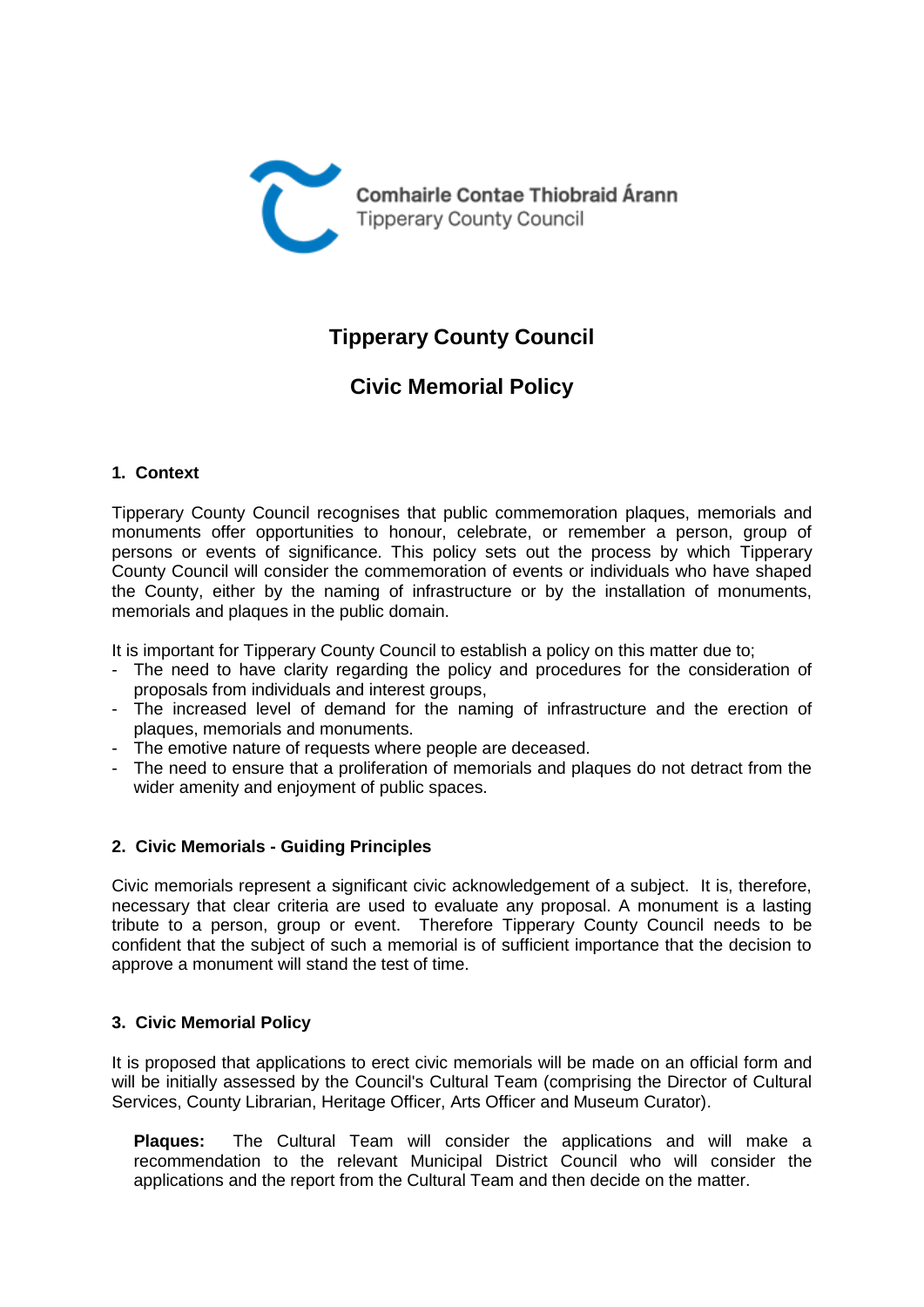Comhairle Contae Thiobraid Árann
Tipperary County Council

# Tipperary County Council

# Civic Memorial Policy

## 1. Context

Tipperary County Council recognises that public commemoration plaques, memorials and monuments offer opportunities to honour, celebrate, or remember a person, group of persons or events of significance. This policy sets out the process by which Tipperary County Council will consider the commemoration of events or individuals who have shaped the County, either by the naming of infrastructure or by the installation of monuments, memorials and plaques in the public domain.

It is important for Tipperary County Council to establish a policy on this matter due to;

- The need to have clarity regarding the policy and procedures for the consideration of proposals from individuals and interest groups,
- The increased level of demand for the naming of infrastructure and the erection of plaques, memorials and monuments.
- The emotive nature of requests where people are deceased.
- The need to ensure that a proliferation of memorials and plaques do not detract from the wider amenity and enjoyment of public spaces.

## 2. Civic Memorials - Guiding Principles

Civic memorials represent a significant civic acknowledgement of a subject. It is, therefore, necessary that clear criteria are used to evaluate any proposal. A monument is a lasting tribute to a person, group or event. Therefore Tipperary County Council needs to be confident that the subject of such a memorial is of sufficient importance that the decision to approve a monument will stand the test of time.

## 3. Civic Memorial Policy

It is proposed that applications to erect civic memorials will be made on an official form and will be initially assessed by the Council's Cultural Team (comprising the Director of Cultural Services, County Librarian, Heritage Officer, Arts Officer and Museum Curator).

**Plaques:** The Cultural Team will consider the applications and will make a recommendation to the relevant Municipal District Council who will consider the applications and the report from the Cultural Team and then decide on the matter.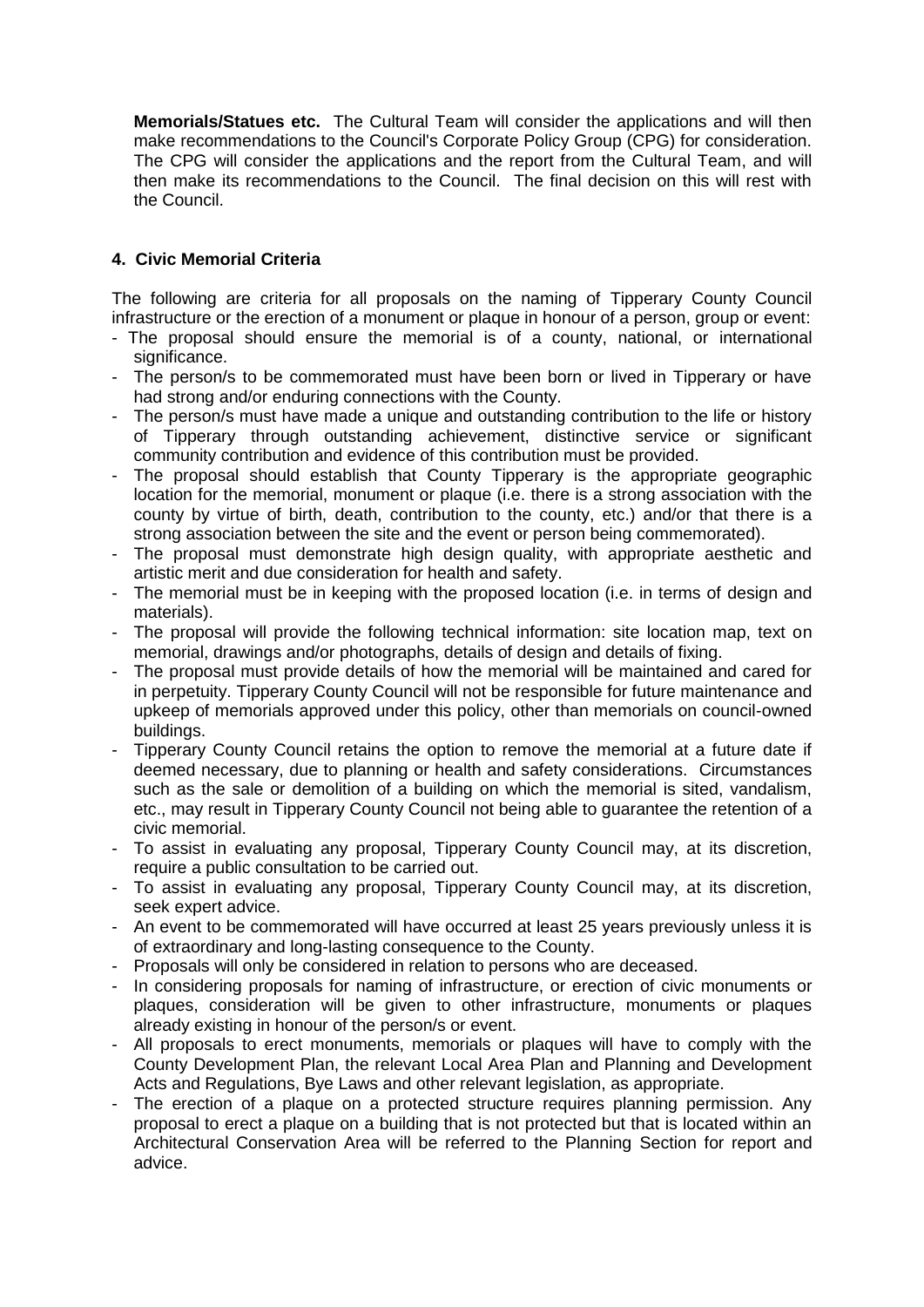**Memorials/Statues etc.** The Cultural Team will consider the applications and will then make recommendations to the Council's Corporate Policy Group (CPG) for consideration. The CPG will consider the applications and the report from the Cultural Team, and will then make its recommendations to the Council. The final decision on this will rest with the Council.

## 4. Civic Memorial Criteria

The following are criteria for all proposals on the naming of Tipperary County Council infrastructure or the erection of a monument or plaque in honour of a person, group or event:

- The proposal should ensure the memorial is of a county, national, or international significance.
- The person/s to be commemorated must have been born or lived in Tipperary or have had strong and/or enduring connections with the County.
- The person/s must have made a unique and outstanding contribution to the life or history of Tipperary through outstanding achievement, distinctive service or significant community contribution and evidence of this contribution must be provided.
- The proposal should establish that County Tipperary is the appropriate geographic location for the memorial, monument or plaque (i.e. there is a strong association with the county by virtue of birth, death, contribution to the county, etc.) and/or that there is a strong association between the site and the event or person being commemorated).
- The proposal must demonstrate high design quality, with appropriate aesthetic and artistic merit and due consideration for health and safety.
- The memorial must be in keeping with the proposed location (i.e. in terms of design and materials).
- The proposal will provide the following technical information: site location map, text on memorial, drawings and/or photographs, details of design and details of fixing.
- The proposal must provide details of how the memorial will be maintained and cared for in perpetuity. Tipperary County Council will not be responsible for future maintenance and upkeep of memorials approved under this policy, other than memorials on council-owned buildings.
- Tipperary County Council retains the option to remove the memorial at a future date if deemed necessary, due to planning or health and safety considerations. Circumstances such as the sale or demolition of a building on which the memorial is sited, vandalism, etc., may result in Tipperary County Council not being able to guarantee the retention of a civic memorial.
- To assist in evaluating any proposal, Tipperary County Council may, at its discretion, require a public consultation to be carried out.
- To assist in evaluating any proposal, Tipperary County Council may, at its discretion, seek expert advice.
- An event to be commemorated will have occurred at least 25 years previously unless it is of extraordinary and long-lasting consequence to the County.
- Proposals will only be considered in relation to persons who are deceased.
- In considering proposals for naming of infrastructure, or erection of civic monuments or plaques, consideration will be given to other infrastructure, monuments or plaques already existing in honour of the person/s or event.
- All proposals to erect monuments, memorials or plaques will have to comply with the County Development Plan, the relevant Local Area Plan and Planning and Development Acts and Regulations, Bye Laws and other relevant legislation, as appropriate.
- The erection of a plaque on a protected structure requires planning permission. Any proposal to erect a plaque on a building that is not protected but that is located within an Architectural Conservation Area will be referred to the Planning Section for report and advice.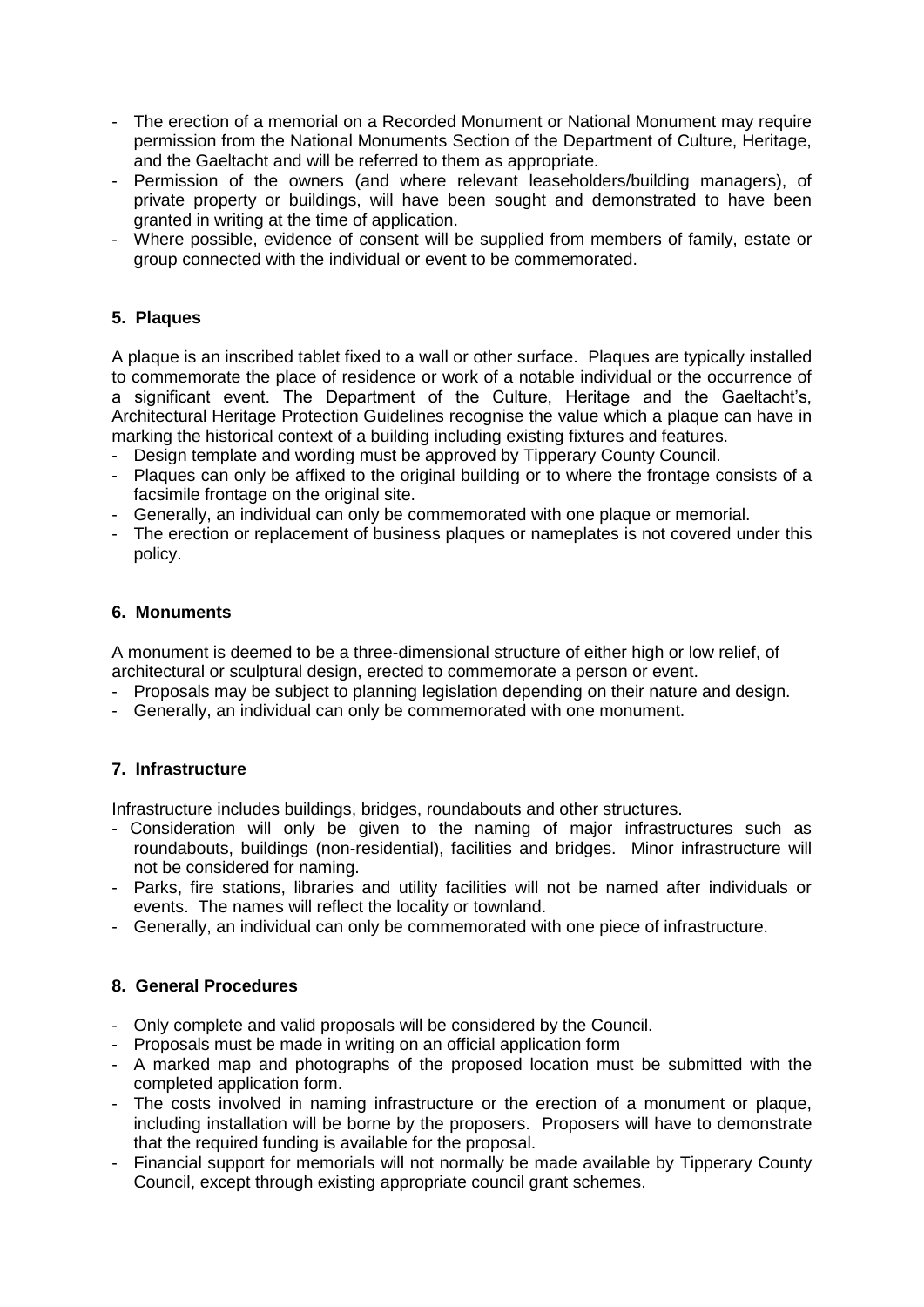- The erection of a memorial on a Recorded Monument or National Monument may require permission from the National Monuments Section of the Department of Culture, Heritage, and the Gaeltacht and will be referred to them as appropriate.
- Permission of the owners (and where relevant leaseholders/building managers), of private property or buildings, will have been sought and demonstrated to have been granted in writing at the time of application.
- Where possible, evidence of consent will be supplied from members of family, estate or group connected with the individual or event to be commemorated.

## 5. Plaques

A plaque is an inscribed tablet fixed to a wall or other surface. Plaques are typically installed to commemorate the place of residence or work of a notable individual or the occurrence of a significant event. The Department of the Culture, Heritage and the Gaeltacht's, Architectural Heritage Protection Guidelines recognise the value which a plaque can have in marking the historical context of a building including existing fixtures and features.

- Design template and wording must be approved by Tipperary County Council.
- Plaques can only be affixed to the original building or to where the frontage consists of a facsimile frontage on the original site.
- Generally, an individual can only be commemorated with one plaque or memorial.
- The erection or replacement of business plaques or nameplates is not covered under this policy.

## 6. Monuments

A monument is deemed to be a three-dimensional structure of either high or low relief, of architectural or sculptural design, erected to commemorate a person or event.

- Proposals may be subject to planning legislation depending on their nature and design.
- Generally, an individual can only be commemorated with one monument.

## 7. Infrastructure

Infrastructure includes buildings, bridges, roundabouts and other structures.

- Consideration will only be given to the naming of major infrastructures such as roundabouts, buildings (non-residential), facilities and bridges. Minor infrastructure will not be considered for naming.
- Parks, fire stations, libraries and utility facilities will not be named after individuals or events. The names will reflect the locality or townland.
- Generally, an individual can only be commemorated with one piece of infrastructure.

## 8. General Procedures

- Only complete and valid proposals will be considered by the Council.
- Proposals must be made in writing on an official application form
- A marked map and photographs of the proposed location must be submitted with the completed application form.
- The costs involved in naming infrastructure or the erection of a monument or plaque, including installation will be borne by the proposers. Proposers will have to demonstrate that the required funding is available for the proposal.
- Financial support for memorials will not normally be made available by Tipperary County Council, except through existing appropriate council grant schemes.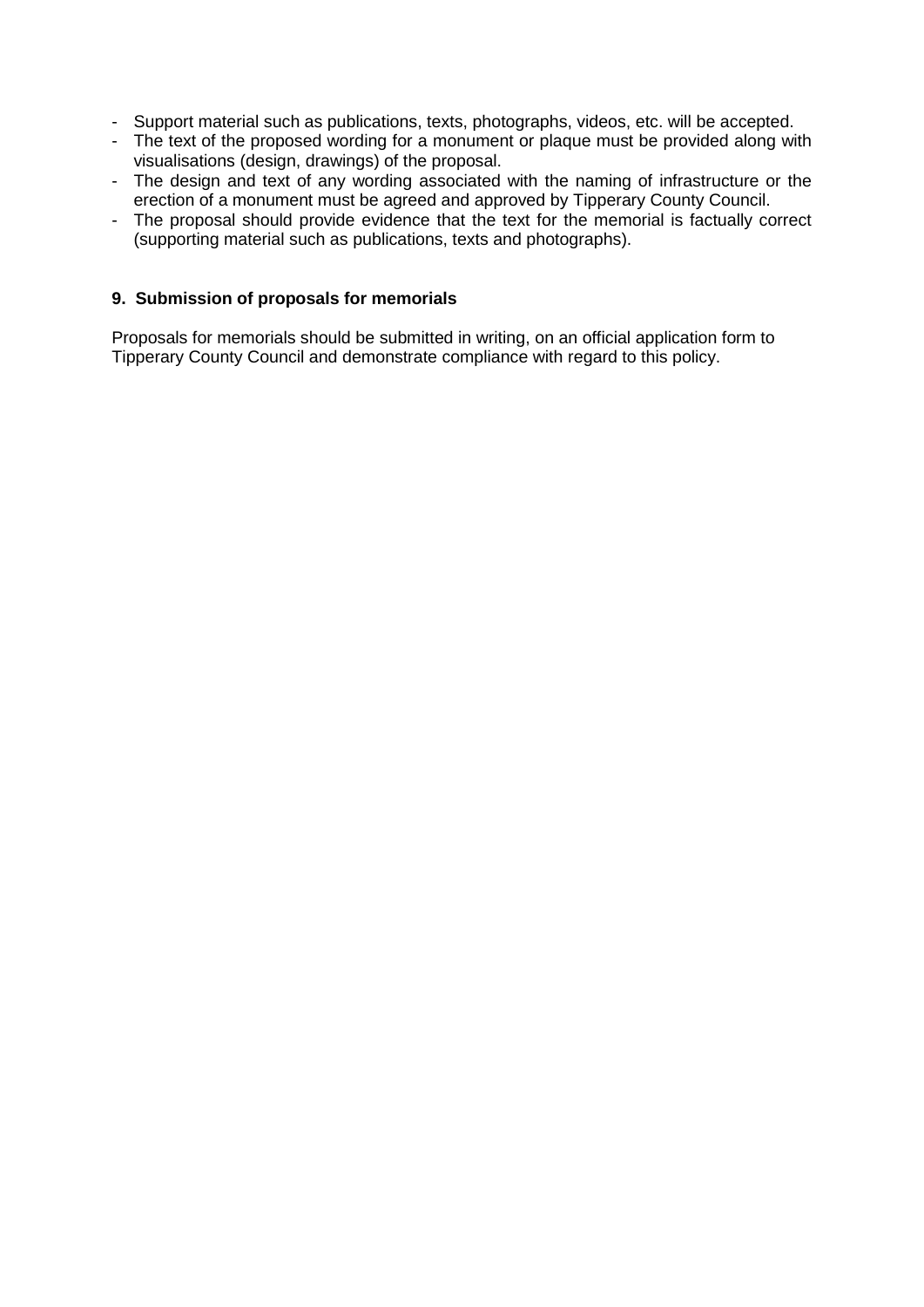- Support material such as publications, texts, photographs, videos, etc. will be accepted.
- The text of the proposed wording for a monument or plaque must be provided along with visualisations (design, drawings) of the proposal.
- The design and text of any wording associated with the naming of infrastructure or the erection of a monument must be agreed and approved by Tipperary County Council.
- The proposal should provide evidence that the text for the memorial is factually correct (supporting material such as publications, texts and photographs).

## 9. Submission of proposals for memorials

Proposals for memorials should be submitted in writing, on an official application form to Tipperary County Council and demonstrate compliance with regard to this policy.